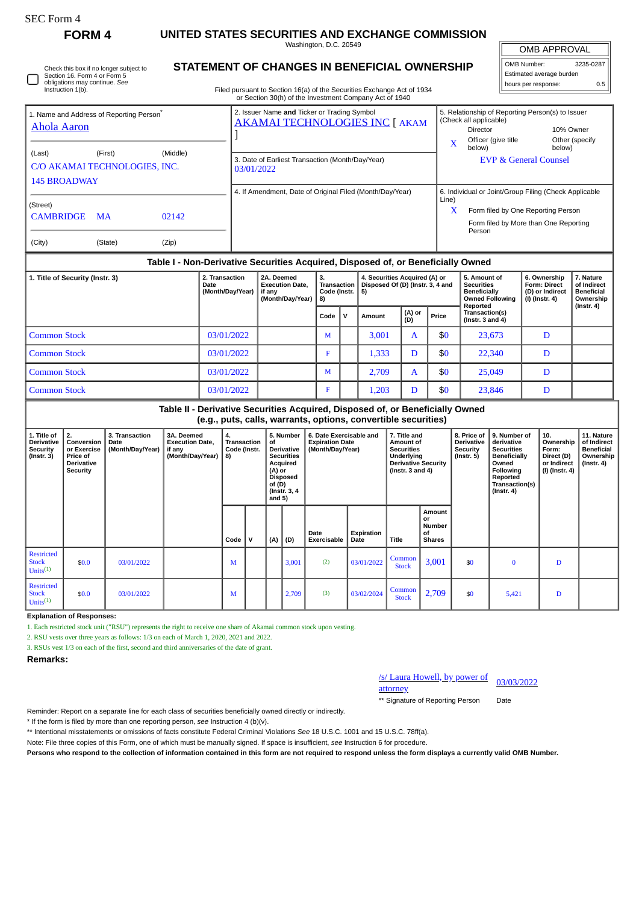SEC Form 4

# FORM 4

# UNITED STATES SECURITIES AND EXCHANGE COMMISSION

Washington, D.C. 20549

## STATEMENT OF CHANGES IN BENEFICIAL OWNERSHIP

Filed pursuant to Section 16(a) of the Securities Exchange Act of 1934 or Section 30(h) of the Investment Company Act of 1940

☐ Check this box if no longer subject to Section 16. Form 4 or Form 5 obligations may continue. *See* Instruction 1(b).

| OMB APPROVAL | |
|---|---|
| OMB Number: | 3235-0287 |
| Estimated average burden | |
| hours per response: | 0.5 |

1. Name and Address of Reporting Person*
Ahola Aaron

(Last) (First) (Middle)
C/O AKAMAI TECHNOLOGIES, INC.
145 BROADWAY

(Street)
CAMBRIDGE MA 02142

(City) (State) (Zip)

2. Issuer Name **and** Ticker or Trading Symbol
AKAMAI TECHNOLOGIES INC [ AKAM ]

3. Date of Earliest Transaction (Month/Day/Year)
03/01/2022

4. If Amendment, Date of Original Filed (Month/Day/Year)

5. Relationship of Reporting Person(s) to Issuer (Check all applicable)
Director | 10% Owner
X Officer (give title below) | Other (specify below)
EVP & General Counsel

6. Individual or Joint/Group Filing (Check Applicable Line)
X Form filed by One Reporting Person
Form filed by More than One Reporting Person

### Table I - Non-Derivative Securities Acquired, Disposed of, or Beneficially Owned

| 1. Title of Security (Instr. 3) | 2. Transaction Date (Month/Day/Year) | 2A. Deemed Execution Date, if any (Month/Day/Year) | 3. Transaction Code (Instr. 8) | | 4. Securities Acquired (A) or Disposed Of (D) (Instr. 3, 4 and 5) | | | 5. Amount of Securities Beneficially Owned Following Reported Transaction(s) (Instr. 3 and 4) | 6. Ownership Form: Direct (D) or Indirect (I) (Instr. 4) | 7. Nature of Indirect Beneficial Ownership (Instr. 4) |
|---|---|---|---|---|---|---|---|---|---|---|
| | | | Code | V | Amount | (A) or (D) | Price | | | |
| Common Stock | 03/01/2022 | | M | | 3,001 | A | $0 | 23,673 | D | |
| Common Stock | 03/01/2022 | | F | | 1,333 | D | $0 | 22,340 | D | |
| Common Stock | 03/01/2022 | | M | | 2,709 | A | $0 | 25,049 | D | |
| Common Stock | 03/01/2022 | | F | | 1,203 | D | $0 | 23,846 | D | |

### Table II - Derivative Securities Acquired, Disposed of, or Beneficially Owned (e.g., puts, calls, warrants, options, convertible securities)

| 1. Title of Derivative Security (Instr. 3) | 2. Conversion or Exercise Price of Derivative Security | 3. Transaction Date (Month/Day/Year) | 3A. Deemed Execution Date, if any (Month/Day/Year) | 4. Transaction Code (Instr. 8) | | 5. Number of Derivative Securities Acquired (A) or Disposed of (D) (Instr. 3, 4 and 5) | | 6. Date Exercisable and Expiration Date (Month/Day/Year) | | 7. Title and Amount of Securities Underlying Derivative Security (Instr. 3 and 4) | | 8. Price of Derivative Security (Instr. 5) | 9. Number of derivative Securities Beneficially Owned Following Reported Transaction(s) (Instr. 4) | 10. Ownership Form: Direct (D) or Indirect (I) (Instr. 4) | 11. Nature of Indirect Beneficial Ownership (Instr. 4) |
|---|---|---|---|---|---|---|---|---|---|---|---|---|---|---|---|
| | | | | Code | V | (A) | (D) | Date Exercisable | Expiration Date | Title | Amount or Number of Shares | | | | |
| Restricted Stock Units[(1)] | $0.0 | 03/01/2022 | | M | | | 3,001 | (2) | 03/01/2022 | Common Stock | 3,001 | $0 | 0 | D | |
| Restricted Stock Units[(1)] | $0.0 | 03/01/2022 | | M | | | 2,709 | (3) | 03/02/2024 | Common Stock | 2,709 | $0 | 5,421 | D | |

**Explanation of Responses:**

1. Each restricted stock unit ("RSU") represents the right to receive one share of Akamai common stock upon vesting.
2. RSU vests over three years as follows: 1/3 on each of March 1, 2020, 2021 and 2022.
3. RSUs vest 1/3 on each of the first, second and third anniversaries of the date of grant.

**Remarks:**

/s/ Laura Howell, by power of attorney — 03/03/2022

** Signature of Reporting Person — Date

Reminder: Report on a separate line for each class of securities beneficially owned directly or indirectly.

* If the form is filed by more than one reporting person, *see* Instruction 4 (b)(v).

** Intentional misstatements or omissions of facts constitute Federal Criminal Violations *See* 18 U.S.C. 1001 and 15 U.S.C. 78ff(a).

Note: File three copies of this Form, one of which must be manually signed. If space is insufficient, *see* Instruction 6 for procedure.

**Persons who respond to the collection of information contained in this form are not required to respond unless the form displays a currently valid OMB Number.**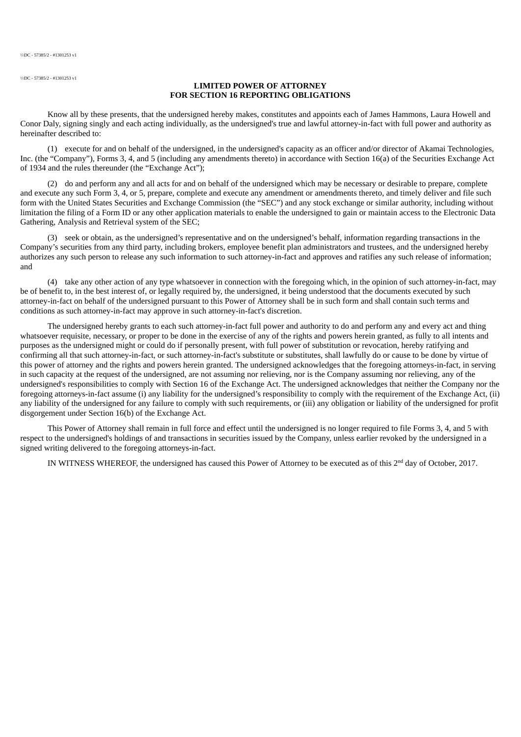**LIMITED POWER OF ATTORNEY**
**FOR SECTION 16 REPORTING OBLIGATIONS**

Know all by these presents, that the undersigned hereby makes, constitutes and appoints each of James Hammons, Laura Howell and Conor Daly, signing singly and each acting individually, as the undersigned's true and lawful attorney-in-fact with full power and authority as hereinafter described to:

(1) execute for and on behalf of the undersigned, in the undersigned's capacity as an officer and/or director of Akamai Technologies, Inc. (the "Company"), Forms 3, 4, and 5 (including any amendments thereto) in accordance with Section 16(a) of the Securities Exchange Act of 1934 and the rules thereunder (the "Exchange Act");

(2) do and perform any and all acts for and on behalf of the undersigned which may be necessary or desirable to prepare, complete and execute any such Form 3, 4, or 5, prepare, complete and execute any amendment or amendments thereto, and timely deliver and file such form with the United States Securities and Exchange Commission (the "SEC") and any stock exchange or similar authority, including without limitation the filing of a Form ID or any other application materials to enable the undersigned to gain or maintain access to the Electronic Data Gathering, Analysis and Retrieval system of the SEC;

(3) seek or obtain, as the undersigned's representative and on the undersigned's behalf, information regarding transactions in the Company's securities from any third party, including brokers, employee benefit plan administrators and trustees, and the undersigned hereby authorizes any such person to release any such information to such attorney-in-fact and approves and ratifies any such release of information; and

(4) take any other action of any type whatsoever in connection with the foregoing which, in the opinion of such attorney-in-fact, may be of benefit to, in the best interest of, or legally required by, the undersigned, it being understood that the documents executed by such attorney-in-fact on behalf of the undersigned pursuant to this Power of Attorney shall be in such form and shall contain such terms and conditions as such attorney-in-fact may approve in such attorney-in-fact's discretion.

The undersigned hereby grants to each such attorney-in-fact full power and authority to do and perform any and every act and thing whatsoever requisite, necessary, or proper to be done in the exercise of any of the rights and powers herein granted, as fully to all intents and purposes as the undersigned might or could do if personally present, with full power of substitution or revocation, hereby ratifying and confirming all that such attorney-in-fact, or such attorney-in-fact's substitute or substitutes, shall lawfully do or cause to be done by virtue of this power of attorney and the rights and powers herein granted. The undersigned acknowledges that the foregoing attorneys-in-fact, in serving in such capacity at the request of the undersigned, are not assuming nor relieving, nor is the Company assuming nor relieving, any of the undersigned's responsibilities to comply with Section 16 of the Exchange Act. The undersigned acknowledges that neither the Company nor the foregoing attorneys-in-fact assume (i) any liability for the undersigned's responsibility to comply with the requirement of the Exchange Act, (ii) any liability of the undersigned for any failure to comply with such requirements, or (iii) any obligation or liability of the undersigned for profit disgorgement under Section 16(b) of the Exchange Act.

This Power of Attorney shall remain in full force and effect until the undersigned is no longer required to file Forms 3, 4, and 5 with respect to the undersigned's holdings of and transactions in securities issued by the Company, unless earlier revoked by the undersigned in a signed writing delivered to the foregoing attorneys-in-fact.

IN WITNESS WHEREOF, the undersigned has caused this Power of Attorney to be executed as of this 2nd day of October, 2017.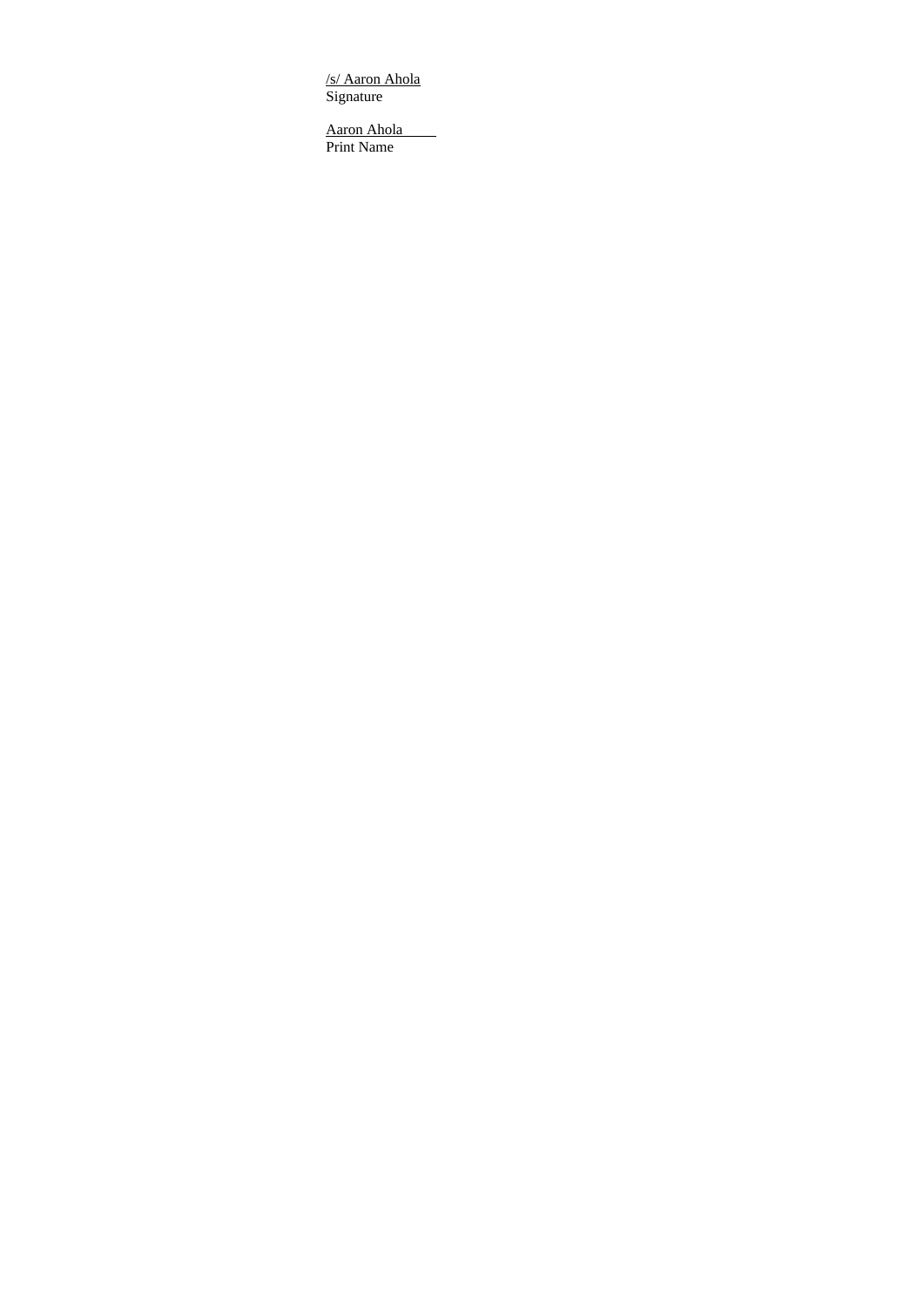/s/ Aaron Ahola
Signature

Aaron Ahola
Print Name